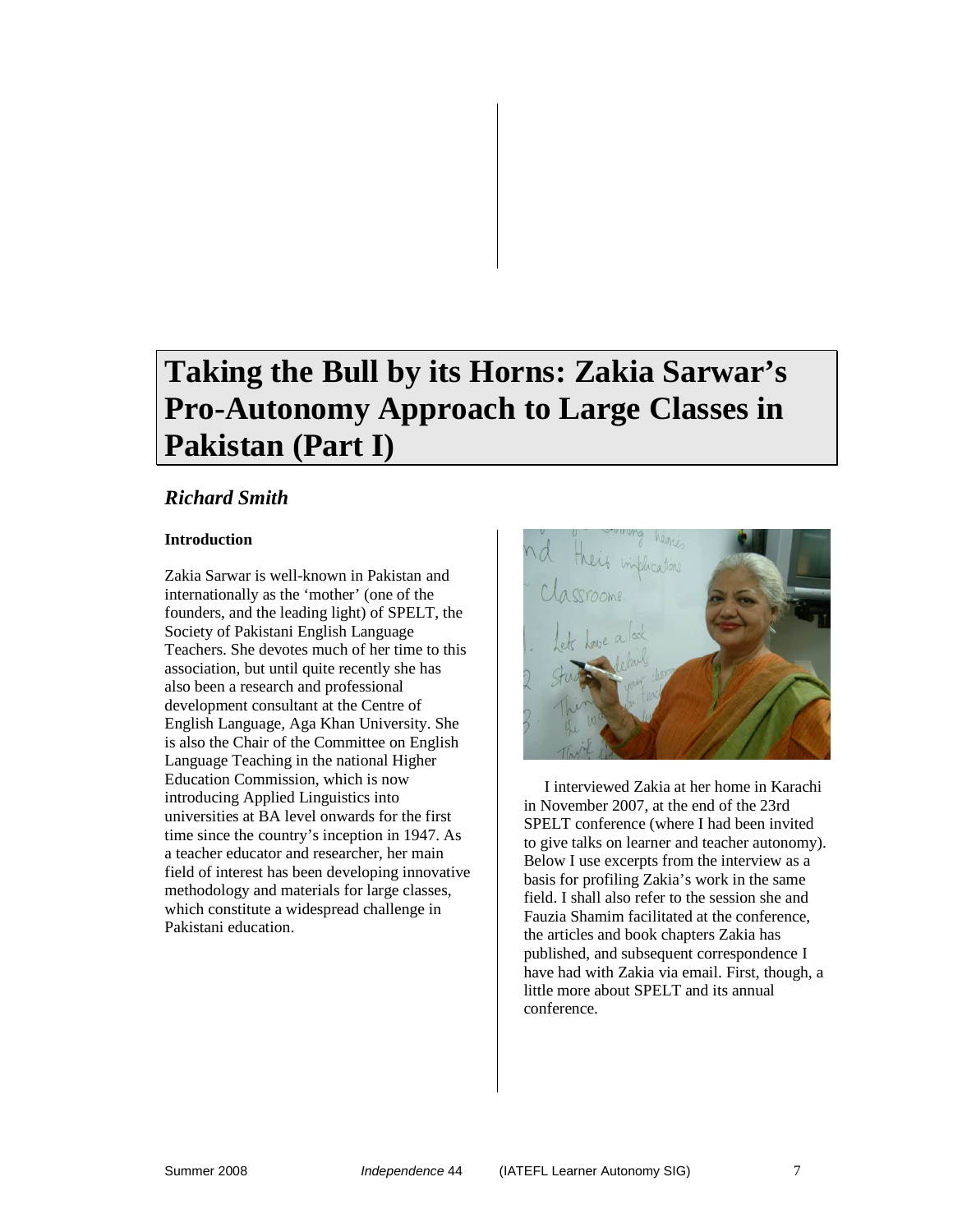# Taking the Bull by its Horns: Zakia Sarwar's Pro-Autonomy Approach to Large Classes in Pakistan (Part I)

## *Richard Smith*

### Introduction

Zakia Sarwar is well-known in Pakistan and internationally as the 'mother' (one of the founders, and the leading light) of SPELT, the Society of Pakistani English Language Teachers. She devotes much of her time to this association, but until quite recently she has also been a research and professional development consultant at the Centre of English Language, Aga Khan University. She is also the Chair of the Committee on English Language Teaching in the national Higher Education Commission, which is now introducing Applied Linguistics into universities at BA level onwards for the first time since the country's inception in 1947. As a teacher educator and researcher, her main field of interest has been developing innovative methodology and materials for large classes, which constitute a widespread challenge in Pakistani education.

I interviewed Zakia at her home in Karachi in November 2007, at the end of the 23rd SPELT conference (where I had been invited to give talks on learner and teacher autonomy). Below I use excerpts from the interview as a basis for profiling Zakia's work in the same field. I shall also refer to the session she and Fauzia Shamim facilitated at the conference, the articles and book chapters Zakia has published, and subsequent correspondence I have had with Zakia via email. First, though, a little more about SPELT and its annual conference.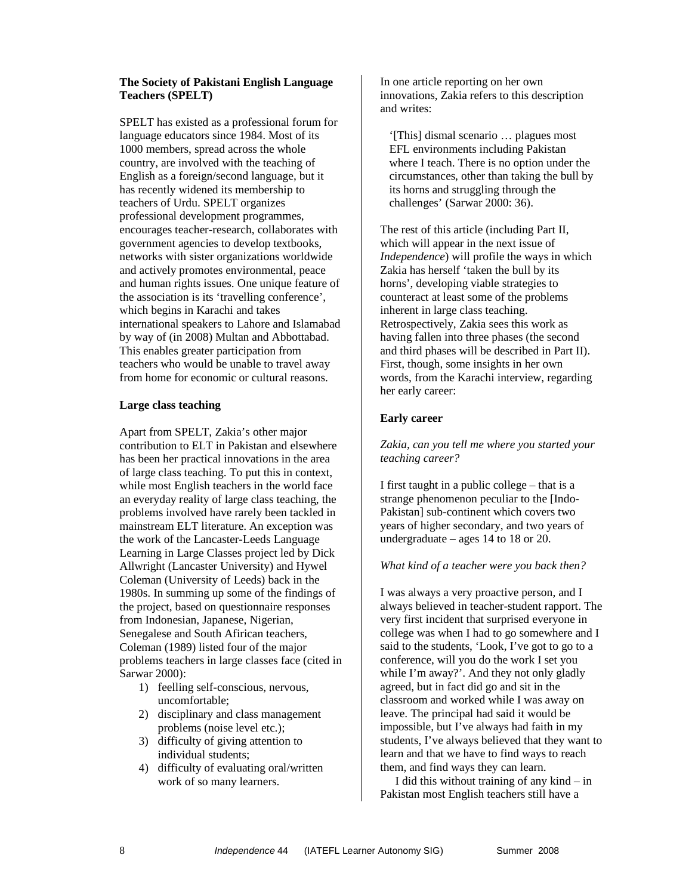### The Society of Pakistani English Language Teachers (SPELT)

SPELT has existed as a professional forum for language educators since 1984. Most of its 1000 members, spread across the whole country, are involved with the teaching of English as a foreign/second language, but it has recently widened its membership to teachers of Urdu. SPELT organizes professional development programmes, encourages teacher-research, collaborates with government agencies to develop textbooks, networks with sister organizations worldwide and actively promotes environmental, peace and human rights issues. One unique feature of the association is its 'travelling conference', which begins in Karachi and takes international speakers to Lahore and Islamabad by way of (in 2008) Multan and Abbottabad. This enables greater participation from teachers who would be unable to travel away from home for economic or cultural reasons.

### Large class teaching

Apart from SPELT, Zakia's other major contribution to ELT in Pakistan and elsewhere has been her practical innovations in the area of large class teaching. To put this in context, while most English teachers in the world face an everyday reality of large class teaching, the problems involved have rarely been tackled in mainstream ELT literature. An exception was the work of the Lancaster-Leeds Language Learning in Large Classes project led by Dick Allwright (Lancaster University) and Hywel Coleman (University of Leeds) back in the 1980s. In summing up some of the findings of the project, based on questionnaire responses from Indonesian, Japanese, Nigerian, Senegalese and South African teachers, Coleman (1989) listed four of the major problems teachers in large classes face (cited in Sarwar 2000):

1) feelling self-conscious, nervous, uncomfortable;
2) disciplinary and class management problems (noise level etc.);
3) difficulty of giving attention to individual students;
4) difficulty of evaluating oral/written work of so many learners.

In one article reporting on her own innovations, Zakia refers to this description and writes:

> '[This] dismal scenario … plagues most EFL environments including Pakistan where I teach. There is no option under the circumstances, other than taking the bull by its horns and struggling through the challenges' (Sarwar 2000: 36).

The rest of this article (including Part II, which will appear in the next issue of *Independence*) will profile the ways in which Zakia has herself 'taken the bull by its horns', developing viable strategies to counteract at least some of the problems inherent in large class teaching. Retrospectively, Zakia sees this work as having fallen into three phases (the second and third phases will be described in Part II). First, though, some insights in her own words, from the Karachi interview, regarding her early career:

### Early career

*Zakia, can you tell me where you started your teaching career?*

I first taught in a public college – that is a strange phenomenon peculiar to the [Indo-Pakistan] sub-continent which covers two years of higher secondary, and two years of undergraduate – ages 14 to 18 or 20.

*What kind of a teacher were you back then?*

I was always a very proactive person, and I always believed in teacher-student rapport. The very first incident that surprised everyone in college was when I had to go somewhere and I said to the students, 'Look, I've got to go to a conference, will you do the work I set you while I'm away?'. And they not only gladly agreed, but in fact did go and sit in the classroom and worked while I was away on leave. The principal had said it would be impossible, but I've always had faith in my students, I've always believed that they want to learn and that we have to find ways to reach them, and find ways they can learn.

I did this without training of any kind – in Pakistan most English teachers still have a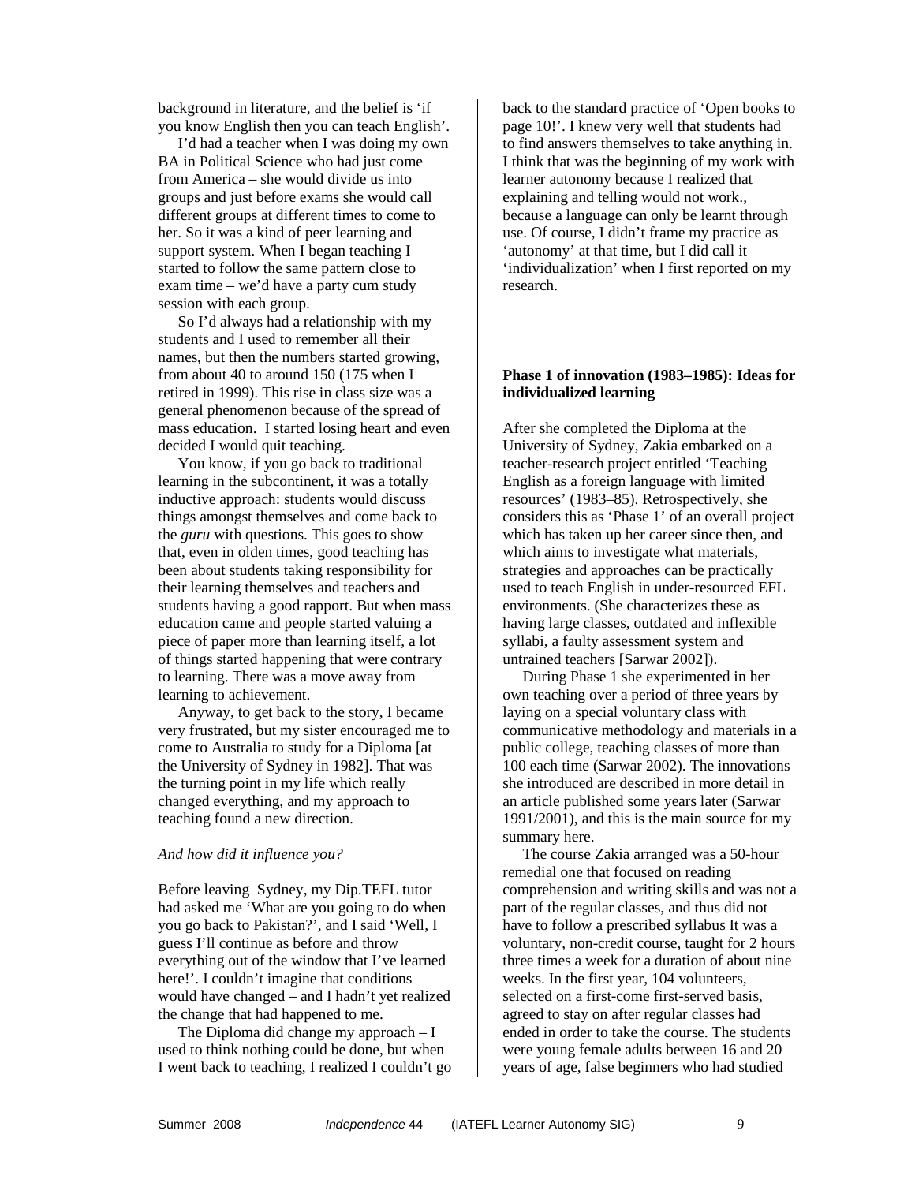background in literature, and the belief is 'if you know English then you can teach English'.

I'd had a teacher when I was doing my own BA in Political Science who had just come from America – she would divide us into groups and just before exams she would call different groups at different times to come to her. So it was a kind of peer learning and support system. When I began teaching I started to follow the same pattern close to exam time – we'd have a party cum study session with each group.

So I'd always had a relationship with my students and I used to remember all their names, but then the numbers started growing, from about 40 to around 150 (175 when I retired in 1999). This rise in class size was a general phenomenon because of the spread of mass education. I started losing heart and even decided I would quit teaching.

You know, if you go back to traditional learning in the subcontinent, it was a totally inductive approach: students would discuss things amongst themselves and come back to the *guru* with questions. This goes to show that, even in olden times, good teaching has been about students taking responsibility for their learning themselves and teachers and students having a good rapport. But when mass education came and people started valuing a piece of paper more than learning itself, a lot of things started happening that were contrary to learning. There was a move away from learning to achievement.

Anyway, to get back to the story, I became very frustrated, but my sister encouraged me to come to Australia to study for a Diploma [at the University of Sydney in 1982]. That was the turning point in my life which really changed everything, and my approach to teaching found a new direction.

*And how did it influence you?*

Before leaving Sydney, my Dip.TEFL tutor had asked me 'What are you going to do when you go back to Pakistan?', and I said 'Well, I guess I'll continue as before and throw everything out of the window that I've learned here!'. I couldn't imagine that conditions would have changed – and I hadn't yet realized the change that had happened to me.

The Diploma did change my approach – I used to think nothing could be done, but when I went back to teaching, I realized I couldn't go back to the standard practice of 'Open books to page 10!'. I knew very well that students had to find answers themselves to take anything in. I think that was the beginning of my work with learner autonomy because I realized that explaining and telling would not work., because a language can only be learnt through use. Of course, I didn't frame my practice as 'autonomy' at that time, but I did call it 'individualization' when I first reported on my research.

**Phase 1 of innovation (1983–1985): Ideas for individualized learning**

After she completed the Diploma at the University of Sydney, Zakia embarked on a teacher-research project entitled 'Teaching English as a foreign language with limited resources' (1983–85). Retrospectively, she considers this as 'Phase 1' of an overall project which has taken up her career since then, and which aims to investigate what materials, strategies and approaches can be practically used to teach English in under-resourced EFL environments. (She characterizes these as having large classes, outdated and inflexible syllabi, a faulty assessment system and untrained teachers [Sarwar 2002]).

During Phase 1 she experimented in her own teaching over a period of three years by laying on a special voluntary class with communicative methodology and materials in a public college, teaching classes of more than 100 each time (Sarwar 2002). The innovations she introduced are described in more detail in an article published some years later (Sarwar 1991/2001), and this is the main source for my summary here.

The course Zakia arranged was a 50-hour remedial one that focused on reading comprehension and writing skills and was not a part of the regular classes, and thus did not have to follow a prescribed syllabus It was a voluntary, non-credit course, taught for 2 hours three times a week for a duration of about nine weeks. In the first year, 104 volunteers, selected on a first-come first-served basis, agreed to stay on after regular classes had ended in order to take the course. The students were young female adults between 16 and 20 years of age, false beginners who had studied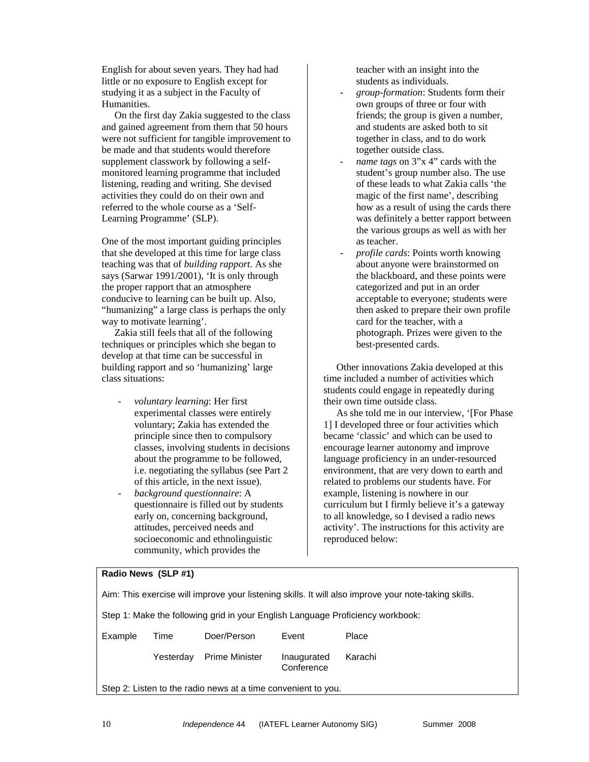English for about seven years. They had had little or no exposure to English except for studying it as a subject in the Faculty of Humanities.

On the first day Zakia suggested to the class and gained agreement from them that 50 hours were not sufficient for tangible improvement to be made and that students would therefore supplement classwork by following a self-monitored learning programme that included listening, reading and writing. She devised activities they could do on their own and referred to the whole course as a 'Self-Learning Programme' (SLP).

One of the most important guiding principles that she developed at this time for large class teaching was that of *building rapport*. As she says (Sarwar 1991/2001), 'It is only through the proper rapport that an atmosphere conducive to learning can be built up. Also, "humanizing" a large class is perhaps the only way to motivate learning'.

Zakia still feels that all of the following techniques or principles which she began to develop at that time can be successful in building rapport and so 'humanizing' large class situations:

- *voluntary learning*: Her first experimental classes were entirely voluntary; Zakia has extended the principle since then to compulsory classes, involving students in decisions about the programme to be followed, i.e. negotiating the syllabus (see Part 2 of this article, in the next issue).
- *background questionnaire*: A questionnaire is filled out by students early on, concerning background, attitudes, perceived needs and socioeconomic and ethnolinguistic community, which provides the teacher with an insight into the students as individuals.
- *group-formation*: Students form their own groups of three or four with friends; the group is given a number, and students are asked both to sit together in class, and to do work together outside class.
- *name tags* on 3"x 4" cards with the student's group number also. The use of these leads to what Zakia calls 'the magic of the first name', describing how as a result of using the cards there was definitely a better rapport between the various groups as well as with her as teacher.
- *profile cards*: Points worth knowing about anyone were brainstormed on the blackboard, and these points were categorized and put in an order acceptable to everyone; students were then asked to prepare their own profile card for the teacher, with a photograph. Prizes were given to the best-presented cards.

Other innovations Zakia developed at this time included a number of activities which students could engage in repeatedly during their own time outside class.

As she told me in our interview, '[For Phase 1] I developed three or four activities which became 'classic' and which can be used to encourage learner autonomy and improve language proficiency in an under-resourced environment, that are very down to earth and related to problems our students have. For example, listening is nowhere in our curriculum but I firmly believe it's a gateway to all knowledge, so I devised a radio news activity'. The instructions for this activity are reproduced below:

**Radio News (SLP #1)**

Aim: This exercise will improve your listening skills. It will also improve your note-taking skills.

Step 1: Make the following grid in your English Language Proficiency workbook:

| Example | Time | Doer/Person | Event | Place |
|---|---|---|---|---|
| | Yesterday | Prime Minister | Inaugurated Conference | Karachi |

Step 2: Listen to the radio news at a time convenient to you.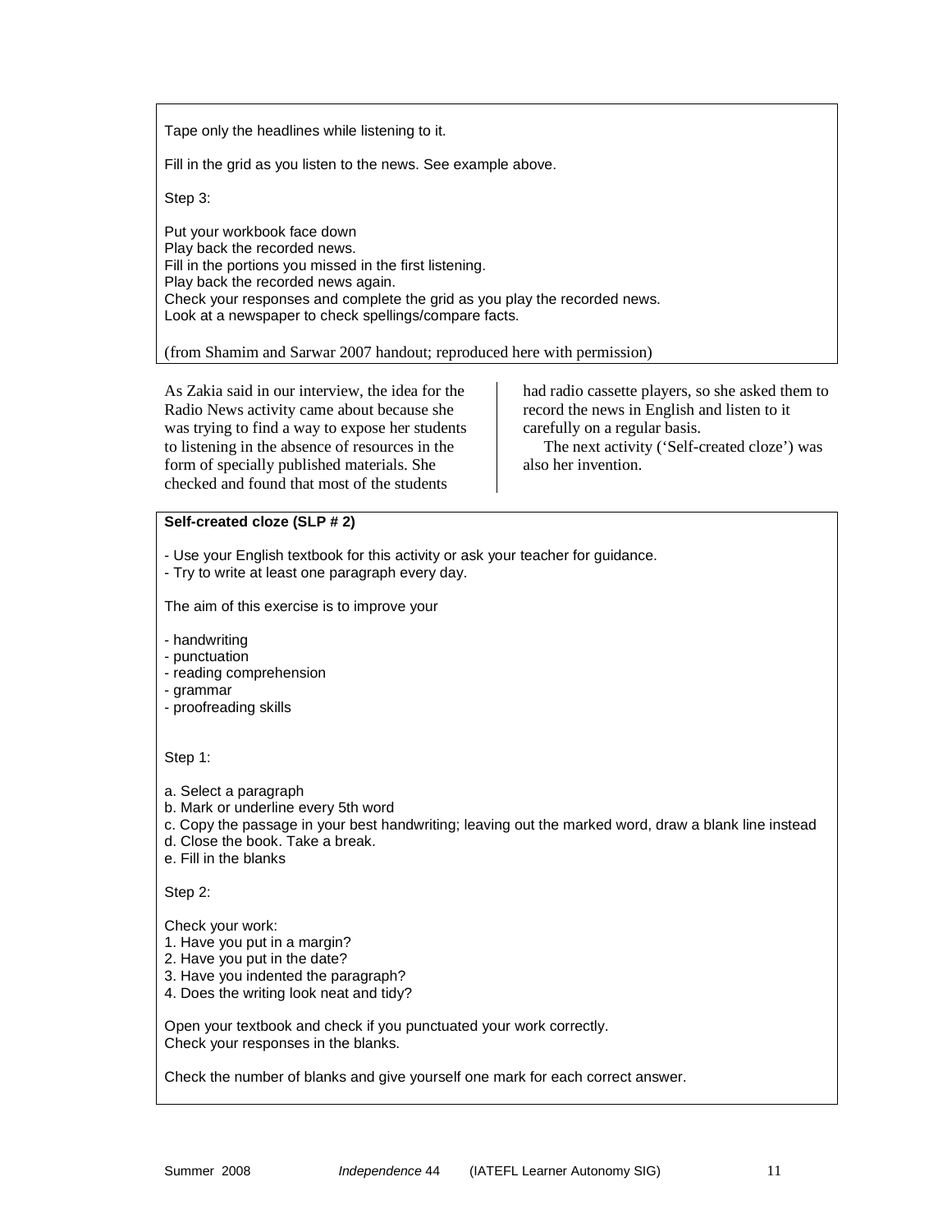Tape only the headlines while listening to it.

Fill in the grid as you listen to the news. See example above.

Step 3:

Put your workbook face down
Play back the recorded news.
Fill in the portions you missed in the first listening.
Play back the recorded news again.
Check your responses and complete the grid as you play the recorded news.
Look at a newspaper to check spellings/compare facts.

(from Shamim and Sarwar 2007 handout; reproduced here with permission)

As Zakia said in our interview, the idea for the Radio News activity came about because she was trying to find a way to expose her students to listening in the absence of resources in the form of specially published materials. She checked and found that most of the students had radio cassette players, so she asked them to record the news in English and listen to it carefully on a regular basis.

The next activity ('Self-created cloze') was also her invention.

**Self-created cloze (SLP # 2)**

- Use your English textbook for this activity or ask your teacher for guidance.
- Try to write at least one paragraph every day.

The aim of this exercise is to improve your

- handwriting
- punctuation
- reading comprehension
- grammar
- proofreading skills

Step 1:

a. Select a paragraph
b. Mark or underline every 5th word
c. Copy the passage in your best handwriting; leaving out the marked word, draw a blank line instead
d. Close the book. Take a break.
e. Fill in the blanks

Step 2:

Check your work:
1. Have you put in a margin?
2. Have you put in the date?
3. Have you indented the paragraph?
4. Does the writing look neat and tidy?

Open your textbook and check if you punctuated your work correctly.
Check your responses in the blanks.

Check the number of blanks and give yourself one mark for each correct answer.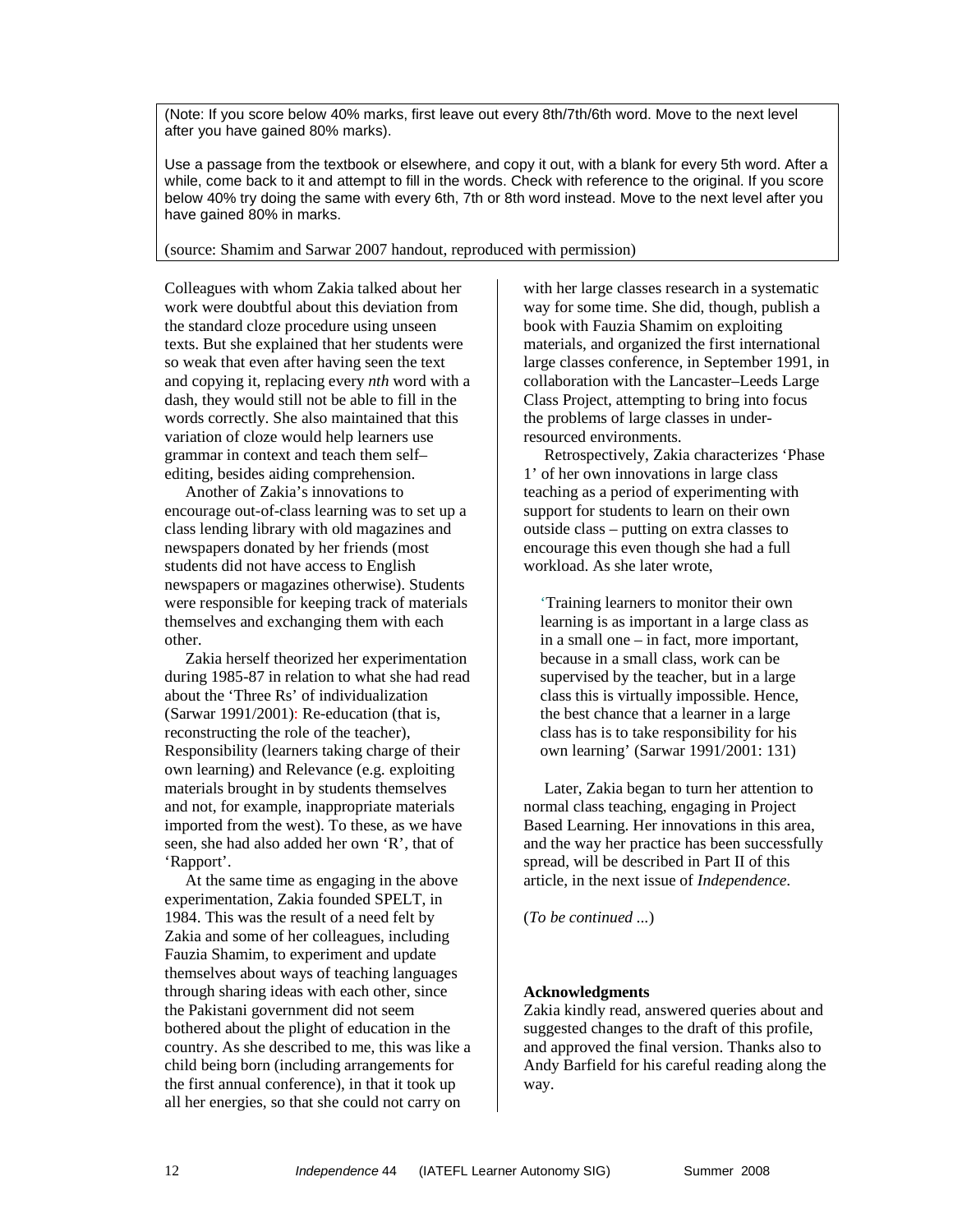(Note: If you score below 40% marks, first leave out every 8th/7th/6th word. Move to the next level after you have gained 80% marks).

Use a passage from the textbook or elsewhere, and copy it out, with a blank for every 5th word. After a while, come back to it and attempt to fill in the words. Check with reference to the original. If you score below 40% try doing the same with every 6th, 7th or 8th word instead. Move to the next level after you have gained 80% in marks.

(source: Shamim and Sarwar 2007 handout, reproduced with permission)

Colleagues with whom Zakia talked about her work were doubtful about this deviation from the standard cloze procedure using unseen texts. But she explained that her students were so weak that even after having seen the text and copying it, replacing every *nth* word with a dash, they would still not be able to fill in the words correctly. She also maintained that this variation of cloze would help learners use grammar in context and teach them self–editing, besides aiding comprehension.

Another of Zakia's innovations to encourage out-of-class learning was to set up a class lending library with old magazines and newspapers donated by her friends (most students did not have access to English newspapers or magazines otherwise). Students were responsible for keeping track of materials themselves and exchanging them with each other.

Zakia herself theorized her experimentation during 1985-87 in relation to what she had read about the 'Three Rs' of individualization (Sarwar 1991/2001): Re-education (that is, reconstructing the role of the teacher), Responsibility (learners taking charge of their own learning) and Relevance (e.g. exploiting materials brought in by students themselves and not, for example, inappropriate materials imported from the west). To these, as we have seen, she had also added her own 'R', that of 'Rapport'.

At the same time as engaging in the above experimentation, Zakia founded SPELT, in 1984. This was the result of a need felt by Zakia and some of her colleagues, including Fauzia Shamim, to experiment and update themselves about ways of teaching languages through sharing ideas with each other, since the Pakistani government did not seem bothered about the plight of education in the country. As she described to me, this was like a child being born (including arrangements for the first annual conference), in that it took up all her energies, so that she could not carry on with her large classes research in a systematic way for some time. She did, though, publish a book with Fauzia Shamim on exploiting materials, and organized the first international large classes conference, in September 1991, in collaboration with the Lancaster–Leeds Large Class Project, attempting to bring into focus the problems of large classes in under-resourced environments.

Retrospectively, Zakia characterizes 'Phase 1' of her own innovations in large class teaching as a period of experimenting with support for students to learn on their own outside class – putting on extra classes to encourage this even though she had a full workload. As she later wrote,

> 'Training learners to monitor their own learning is as important in a large class as in a small one – in fact, more important, because in a small class, work can be supervised by the teacher, but in a large class this is virtually impossible. Hence, the best chance that a learner in a large class has is to take responsibility for his own learning' (Sarwar 1991/2001: 131)

Later, Zakia began to turn her attention to normal class teaching, engaging in Project Based Learning. Her innovations in this area, and the way her practice has been successfully spread, will be described in Part II of this article, in the next issue of *Independence*.

(*To be continued* ...)

**Acknowledgments**

Zakia kindly read, answered queries about and suggested changes to the draft of this profile, and approved the final version. Thanks also to Andy Barfield for his careful reading along the way.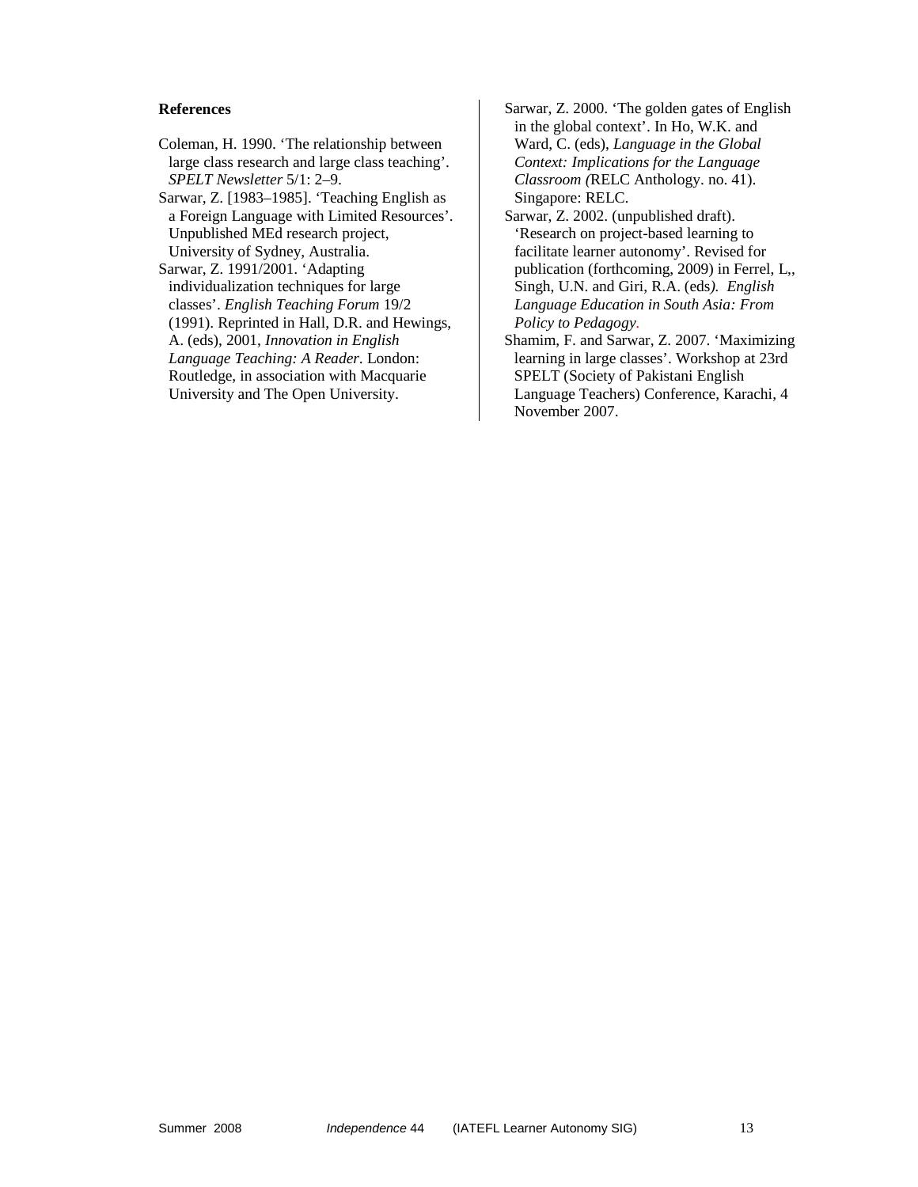**References**

Coleman, H. 1990. 'The relationship between large class research and large class teaching'. *SPELT Newsletter* 5/1: 2–9.

Sarwar, Z. [1983–1985]. 'Teaching English as a Foreign Language with Limited Resources'. Unpublished MEd research project, University of Sydney, Australia.

Sarwar, Z. 1991/2001. 'Adapting individualization techniques for large classes'. *English Teaching Forum* 19/2 (1991). Reprinted in Hall, D.R. and Hewings, A. (eds), 2001, *Innovation in English Language Teaching: A Reader.* London: Routledge, in association with Macquarie University and The Open University.

Sarwar, Z. 2000. 'The golden gates of English in the global context'. In Ho, W.K. and Ward, C. (eds), *Language in the Global Context: Implications for the Language Classroom (*RELC Anthology. no. 41). Singapore: RELC.

Sarwar, Z. 2002. (unpublished draft). 'Research on project-based learning to facilitate learner autonomy'. Revised for publication (forthcoming, 2009) in Ferrel, L,, Singh, U.N. and Giri, R.A. (eds*). English Language Education in South Asia: From Policy to Pedagogy.*

Shamim, F. and Sarwar, Z. 2007. 'Maximizing learning in large classes'. Workshop at 23rd SPELT (Society of Pakistani English Language Teachers) Conference, Karachi, 4 November 2007.